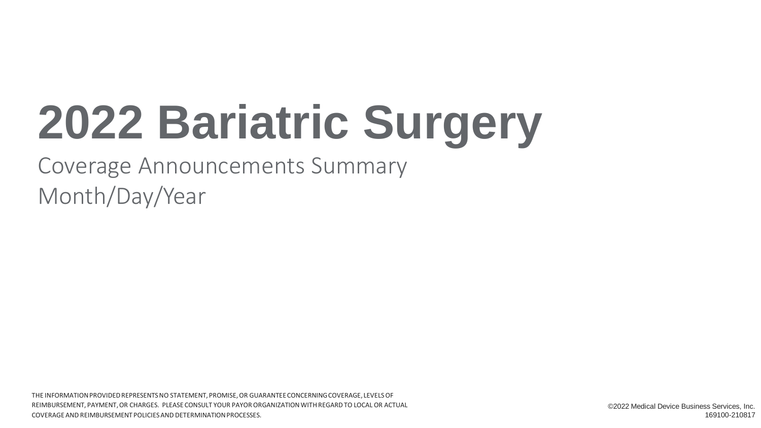# 2022 Bariatric Surgery

Coverage Announcements Summary

Month/Day/Year

THE INFORMATION PROVIDED REPRESENTS NO STATEMENT, PROMISE, OR GUARANTEE CONCERNING COVERAGE, LEVELS OF REIMBURSEMENT, PAYMENT, OR CHARGES. PLEASE CONSULT YOUR PAYOR ORGANIZATION WITH REGARD TO LOCAL OR ACTUAL COVERAGE AND REIMBURSEMENT POLICIES AND DETERMINATION PROCESSES.

©2022 Medical Device Business Services, Inc.
169100-210817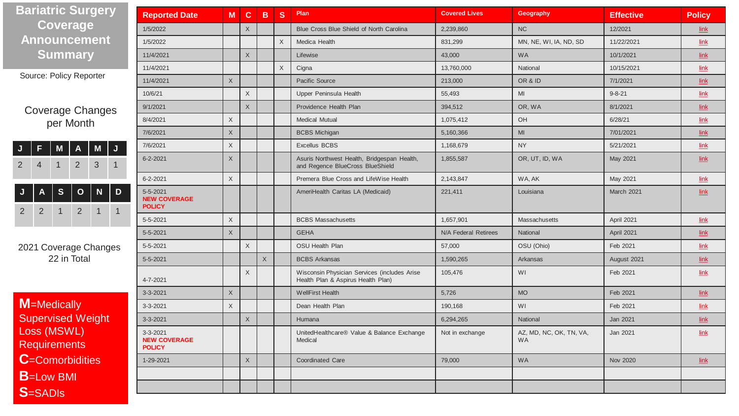# Bariatric Surgery Coverage Announcement Summary

Source: Policy Reporter

## Coverage Changes per Month

| J | F | M | A | M | J |
|---|---|---|---|---|---|
| 2 | 4 | 1 | 2 | 3 | 1 |

| J | A | S | O | N | D |
|---|---|---|---|---|---|
| 2 | 2 | 1 | 2 | 1 | 1 |

2021 Coverage Changes 22 in Total

**M**=Medically Supervised Weight Loss (MSWL) Requirements
**C**=Comorbidities
**B**=Low BMI
**S**=SADIs

| Reported Date | M | C | B | S | Plan | Covered Lives | Geography | Effective | Policy |
|---|---|---|---|---|---|---|---|---|---|
| 1/5/2022 | | X | | | Blue Cross Blue Shield of North Carolina | 2,239,860 | NC | 12/2021 | link |
| 1/5/2022 | | | | X | Medica Health | 831,299 | MN, NE, WI, IA, ND, SD | 11/22/2021 | link |
| 11/4/2021 | | X | | | Lifewise | 43,000 | WA | 10/1/2021 | link |
| 11/4/2021 | | | | X | Cigna | 13,760,000 | National | 10/15/2021 | link |
| 11/4/2021 | X | | | | Pacific Source | 213,000 | OR & ID | 7/1/2021 | link |
| 10/6/21 | | X | | | Upper Peninsula Health | 55,493 | MI | 9-8-21 | link |
| 9/1/2021 | | X | | | Providence Health Plan | 394,512 | OR, WA | 8/1/2021 | link |
| 8/4/2021 | X | | | | Medical Mutual | 1,075,412 | OH | 6/28/21 | link |
| 7/6/2021 | X | | | | BCBS Michigan | 5,160,366 | MI | 7/01/2021 | link |
| 7/6/2021 | X | | | | Excellus BCBS | 1,168,679 | NY | 5/21/2021 | link |
| 6-2-2021 | X | | | | Asuris Northwest Health, Bridgespan Health, and Regence BlueCross BlueShield | 1,855,587 | OR, UT, ID, WA | May 2021 | link |
| 6-2-2021 | X | | | | Premera Blue Cross and LifeWise Health | 2,143,847 | WA, AK | May 2021 | link |
| 5-5-2021 **NEW COVERAGE POLICY** | | | | | AmeriHealth Caritas LA (Medicaid) | 221,411 | Louisiana | March 2021 | link |
| 5-5-2021 | X | | | | BCBS Massachusetts | 1,657,901 | Massachusetts | April 2021 | link |
| 5-5-2021 | X | | | | GEHA | N/A Federal Retirees | National | April 2021 | link |
| 5-5-2021 | | X | | | OSU Health Plan | 57,000 | OSU (Ohio) | Feb 2021 | link |
| 5-5-2021 | | | X | | BCBS Arkansas | 1,590,265 | Arkansas | August 2021 | link |
| 4-7-2021 | | X | | | Wisconsin Physician Services (includes Arise Health Plan & Aspirus Health Plan) | 105,476 | WI | Feb 2021 | link |
| 3-3-2021 | X | | | | WellFirst Health | 5,726 | MO | Feb 2021 | link |
| 3-3-2021 | X | | | | Dean Health Plan | 190,168 | WI | Feb 2021 | link |
| 3-3-2021 | | X | | | Humana | 6,294,265 | National | Jan 2021 | link |
| 3-3-2021 **NEW COVERAGE POLICY** | | | | | UnitedHealthcare® Value & Balance Exchange Medical | Not in exchange | AZ, MD, NC, OK, TN, VA, WA | Jan 2021 | link |
| 1-29-2021 | | X | | | Coordinated Care | 79,000 | WA | Nov 2020 | link |
| | | | | | | | | | |
| | | | | | | | | | |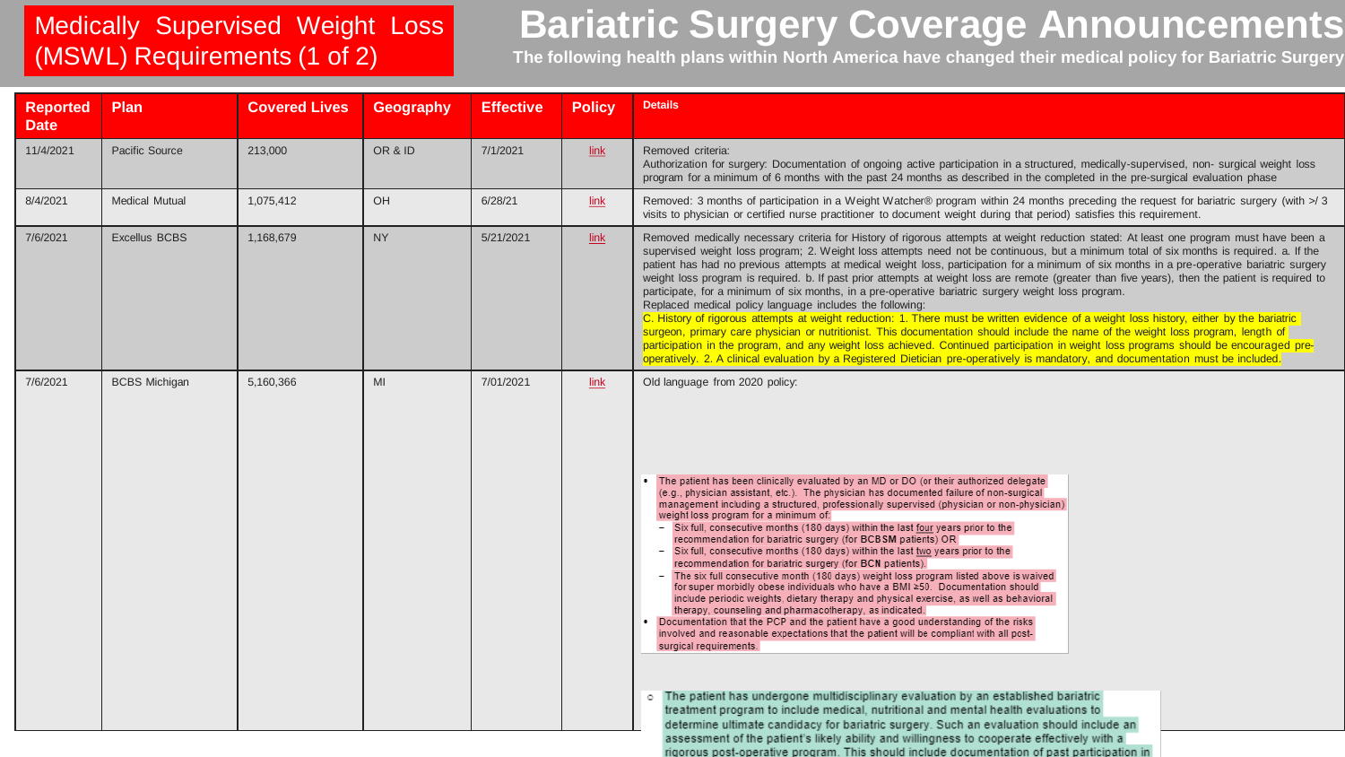Medically Supervised Weight Loss (MSWL) Requirements (1 of 2)

# Bariatric Surgery Coverage Announcements

**The following health plans within North America have changed their medical policy for Bariatric Surgery**

| Reported Date | Plan | Covered Lives | Geography | Effective | Policy | Details |
|---|---|---|---|---|---|---|
| 11/4/2021 | Pacific Source | 213,000 | OR & ID | 7/1/2021 | link | Removed criteria:<br>Authorization for surgery: Documentation of ongoing active participation in a structured, medically-supervised, non- surgical weight loss program for a minimum of 6 months with the past 24 months as described in the completed in the pre-surgical evaluation phase |
| 8/4/2021 | Medical Mutual | 1,075,412 | OH | 6/28/21 | link | Removed: 3 months of participation in a Weight Watcher® program within 24 months preceding the request for bariatric surgery (with >/ 3 visits to physician or certified nurse practitioner to document weight during that period) satisfies this requirement. |
| 7/6/2021 | Excellus BCBS | 1,168,679 | NY | 5/21/2021 | link | Removed medically necessary criteria for History of rigorous attempts at weight reduction stated: At least one program must have been a supervised weight loss program; 2. Weight loss attempts need not be continuous, but a minimum total of six months is required. a. If the patient has had no previous attempts at medical weight loss, participation for a minimum of six months in a pre-operative bariatric surgery weight loss program is required. b. If past prior attempts at weight loss are remote (greater than five years), then the patient is required to participate, for a minimum of six months, in a pre-operative bariatric surgery weight loss program.<br>Replaced medical policy language includes the following:<br>C. History of rigorous attempts at weight reduction: 1. There must be written evidence of a weight loss history, either by the bariatric surgeon, primary care physician or nutritionist. This documentation should include the name of the weight loss program, length of participation in the program, and any weight loss achieved. Continued participation in weight loss programs should be encouraged pre-operatively. 2. A clinical evaluation by a Registered Dietician pre-operatively is mandatory, and documentation must be included. |
| 7/6/2021 | BCBS Michigan | 5,160,366 | MI | 7/01/2021 | link | Old language from 2020 policy:<br>• The patient has been clinically evaluated by an MD or DO (or their authorized delegate (e.g., physician assistant, etc.). The physician has documented failure of non-surgical management including a structured, professionally supervised (physician or non-physician) weight loss program for a minimum of:<br>– Six full, consecutive months (180 days) within the last four years prior to the recommendation for bariatric surgery (for **BCBSM** patients) OR<br>– Six full, consecutive months (180 days) within the last two years prior to the recommendation for bariatric surgery (for **BCN** patients).<br>– The six full consecutive month (180 days) weight loss program listed above is waived for super morbidly obese individuals who have a BMI ≥50. Documentation should include periodic weights, dietary therapy and physical exercise, as well as behavioral therapy, counseling and pharmacotherapy, as indicated.<br>• Documentation that the PCP and the patient have a good understanding of the risks involved and reasonable expectations that the patient will be compliant with all post-surgical requirements.<br>○ The patient has undergone multidisciplinary evaluation by an established bariatric treatment program to include medical, nutritional and mental health evaluations to determine ultimate candidacy for bariatric surgery. Such an evaluation should include an assessment of the patient's likely ability and willingness to cooperate effectively with a rigorous post-operative program. This should include documentation of past participation in |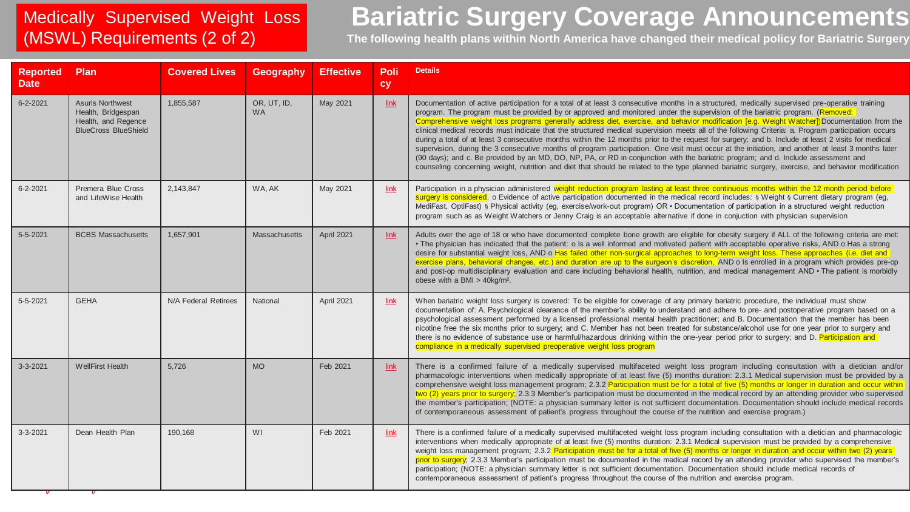# Medically Supervised Weight Loss (MSWL) Requirements (2 of 2)

# Bariatric Surgery Coverage Announcements

**The following health plans within North America have changed their medical policy for Bariatric Surgery**

| Reported Date | Plan | Covered Lives | Geography | Effective | Policy | Details |
|---|---|---|---|---|---|---|
| 6-2-2021 | Asuris Northwest Health, Bridgespan Health, and Regence BlueCross BlueShield | 1,855,587 | OR, UT, ID, WA | May 2021 | link | Documentation of active participation for a total of at least 3 consecutive months in a structured, medically supervised pre-operative training program. The program must be provided by or approved and monitored under the supervision of the bariatric program. (Removed: Comprehensive weight loss programs generally address diet, exercise, and behavior modification [e.g. Weight Watcher])Documentation from the clinical medical records must indicate that the structured medical supervision meets all of the following Criteria: a. Program participation occurs during a total of at least 3 consecutive months within the 12 months prior to the request for surgery; and b. Include at least 2 visits for medical supervision, during the 3 consecutive months of program participation. One visit must occur at the initiation, and another at least 3 months later (90 days); and c. Be provided by an MD, DO, NP, PA, or RD in conjunction with the bariatric program; and d. Include assessment and counseling concerning weight, nutrition and diet that should be related to the type planned bariatric surgery, exercise, and behavior modification |
| 6-2-2021 | Premera Blue Cross and LifeWise Health | 2,143,847 | WA, AK | May 2021 | link | Participation in a physician administered weight reduction program lasting at least three continuous months within the 12 month period before surgery is considered. o Evidence of active participation documented in the medical record includes: § Weight § Current dietary program (eg, MediFast, OptiFast) § Physical activity (eg, exercise/work-out program) OR • Documentation of participation in a structured weight reduction program such as as Weight Watchers or Jenny Craig is an acceptable alternative if done in conjuction with physician supervision |
| 5-5-2021 | BCBS Massachusetts | 1,657,901 | Massachusetts | April 2021 | link | Adults over the age of 18 or who have documented complete bone growth are eligible for obesity surgery if ALL of the following criteria are met: • The physician has indicated that the patient: o Is a well informed and motivated patient with acceptable operative risks, AND o Has a strong desire for substantial weight loss, AND o Has failed other non-surgical approaches to long-term weight loss. These approaches (i.e. diet and exercise plans, behavioral changes, etc.) and duration are up to the surgeon's discretion, AND o Is enrolled in a program which provides pre-op and post-op multidisciplinary evaluation and care including behavioral health, nutrition, and medical management AND • The patient is morbidly obese with a BMI > 40kg/m². |
| 5-5-2021 | GEHA | N/A Federal Retirees | National | April 2021 | link | When bariatric weight loss surgery is covered: To be eligible for coverage of any primary bariatric procedure, the individual must show documentation of: A. Psychological clearance of the member's ability to understand and adhere to pre- and postoperative program based on a psychological assessment performed by a licensed professional mental health practitioner; and B. Documentation that the member has been nicotine free the six months prior to surgery; and C. Member has not been treated for substance/alcohol use for one year prior to surgery and there is no evidence of substance use or harmful/hazardous drinking within the one-year period prior to surgery; and D. Participation and compliance in a medically supervised preoperative weight loss program |
| 3-3-2021 | WellFirst Health | 5,726 | MO | Feb 2021 | link | There is a confirmed failure of a medically supervised multifaceted weight loss program including consultation with a dietician and/or pharmacologic interventions when medically appropriate of at least five (5) months duration: 2.3.1 Medical supervision must be provided by a comprehensive weight loss management program; 2.3.2 Participation must be for a total of five (5) months or longer in duration and occur within two (2) years prior to surgery; 2.3.3 Member's participation must be documented in the medical record by an attending provider who supervised the member's participation; (NOTE: a physician summary letter is not sufficient documentation. Documentation should include medical records of contemporaneous assessment of patient's progress throughout the course of the nutrition and exercise program.) |
| 3-3-2021 | Dean Health Plan | 190,168 | WI | Feb 2021 | link | There is a confirmed failure of a medically supervised multifaceted weight loss program including consultation with a dietician and pharmacologic interventions when medically appropriate of at least five (5) months duration: 2.3.1 Medical supervision must be provided by a comprehensive weight loss management program; 2.3.2 Participation must be for a total of five (5) months or longer in duration and occur within two (2) years prior to surgery; 2.3.3 Member's participation must be documented in the medical record by an attending provider who supervised the member's participation; (NOTE: a physician summary letter is not sufficient documentation. Documentation should include medical records of contemporaneous assessment of patient's progress throughout the course of the nutrition and exercise program. |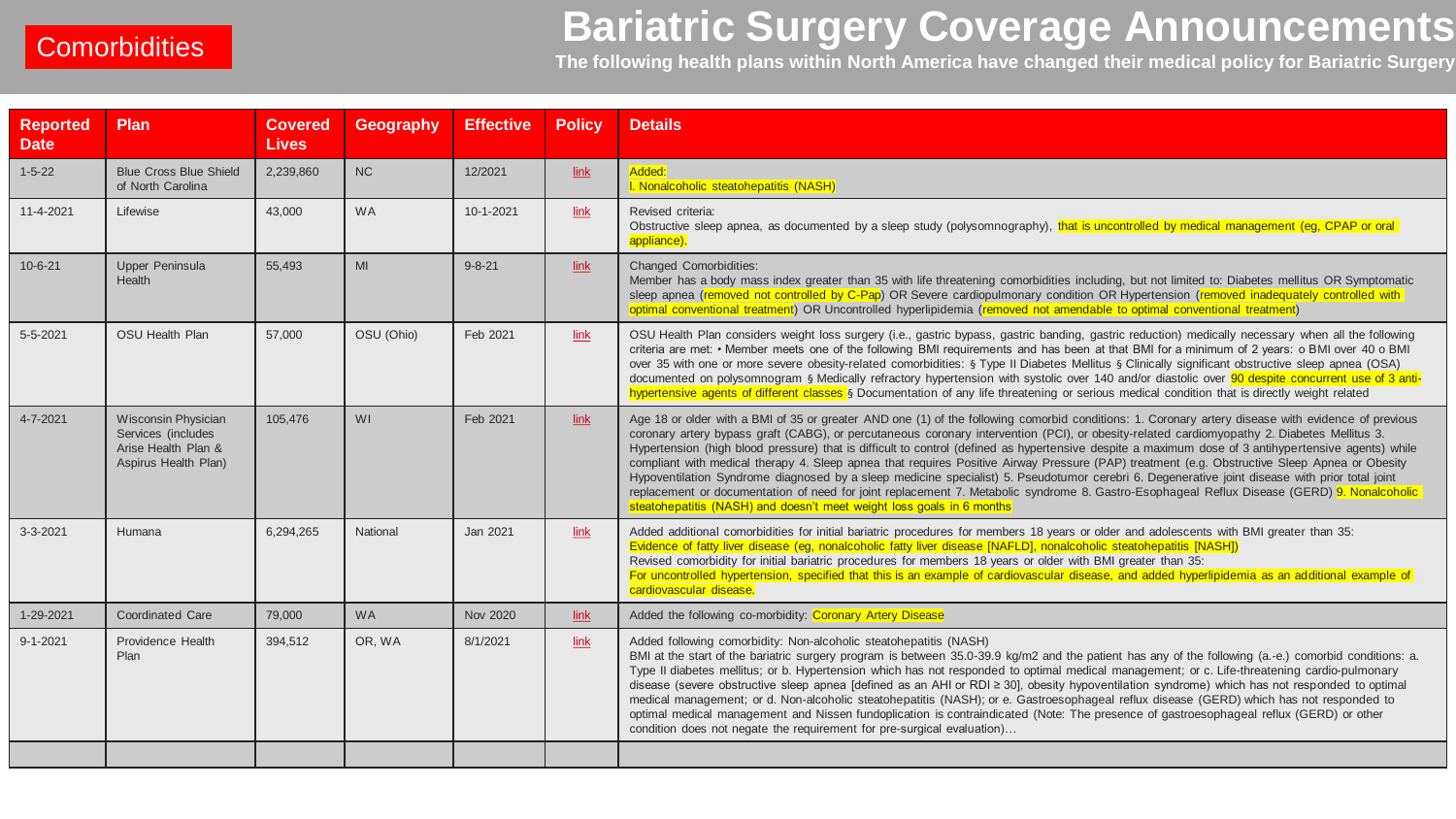# Bariatric Surgery Coverage Announcements

**Comorbidities**

The following health plans within North America have changed their medical policy for Bariatric Surgery

| Reported Date | Plan | Covered Lives | Geography | Effective | Policy | Details |
|---|---|---|---|---|---|---|
| 1-5-22 | Blue Cross Blue Shield of North Carolina | 2,239,860 | NC | 12/2021 | link | Added: I. Nonalcoholic steatohepatitis (NASH) |
| 11-4-2021 | Lifewise | 43,000 | WA | 10-1-2021 | link | Revised criteria: Obstructive sleep apnea, as documented by a sleep study (polysomnography), that is uncontrolled by medical management (eg, CPAP or oral appliance). |
| 10-6-21 | Upper Peninsula Health | 55,493 | MI | 9-8-21 | link | Changed Comorbidities: Member has a body mass index greater than 35 with life threatening comorbidities including, but not limited to: Diabetes mellitus OR Symptomatic sleep apnea (removed not controlled by C-Pap) OR Severe cardiopulmonary condition OR Hypertension (removed inadequately controlled with optimal conventional treatment) OR Uncontrolled hyperlipidemia (removed not amendable to optimal conventional treatment) |
| 5-5-2021 | OSU Health Plan | 57,000 | OSU (Ohio) | Feb 2021 | link | OSU Health Plan considers weight loss surgery (i.e., gastric bypass, gastric banding, gastric reduction) medically necessary when all the following criteria are met: • Member meets one of the following BMI requirements and has been at that BMI for a minimum of 2 years: o BMI over 40 o BMI over 35 with one or more severe obesity-related comorbidities: § Type II Diabetes Mellitus § Clinically significant obstructive sleep apnea (OSA) documented on polysomnogram § Medically refractory hypertension with systolic over 140 and/or diastolic over 90 despite concurrent use of 3 anti-hypertensive agents of different classes § Documentation of any life threatening or serious medical condition that is directly weight related |
| 4-7-2021 | Wisconsin Physician Services (includes Arise Health Plan & Aspirus Health Plan) | 105,476 | WI | Feb 2021 | link | Age 18 or older with a BMI of 35 or greater AND one (1) of the following comorbid conditions: 1. Coronary artery disease with evidence of previous coronary artery bypass graft (CABG), or percutaneous coronary intervention (PCI), or obesity-related cardiomyopathy 2. Diabetes Mellitus 3. Hypertension (high blood pressure) that is difficult to control (defined as hypertensive despite a maximum dose of 3 antihypertensive agents) while compliant with medical therapy 4. Sleep apnea that requires Positive Airway Pressure (PAP) treatment (e.g. Obstructive Sleep Apnea or Obesity Hypoventilation Syndrome diagnosed by a sleep medicine specialist) 5. Pseudotumor cerebri 6. Degenerative joint disease with prior total joint replacement or documentation of need for joint replacement 7. Metabolic syndrome 8. Gastro-Esophageal Reflux Disease (GERD) 9. Nonalcoholic steatohepatitis (NASH) and doesn't meet weight loss goals in 6 months |
| 3-3-2021 | Humana | 6,294,265 | National | Jan 2021 | link | Added additional comorbidities for initial bariatric procedures for members 18 years or older and adolescents with BMI greater than 35: Evidence of fatty liver disease (eg, nonalcoholic fatty liver disease [NAFLD], nonalcoholic steatohepatitis [NASH]) Revised comorbidity for initial bariatric procedures for members 18 years or older with BMI greater than 35: For uncontrolled hypertension, specified that this is an example of cardiovascular disease, and added hyperlipidemia as an additional example of cardiovascular disease. |
| 1-29-2021 | Coordinated Care | 79,000 | WA | Nov 2020 | link | Added the following co-morbidity: Coronary Artery Disease |
| 9-1-2021 | Providence Health Plan | 394,512 | OR, WA | 8/1/2021 | link | Added following comorbidity: Non-alcoholic steatohepatitis (NASH) BMI at the start of the bariatric surgery program is between 35.0-39.9 kg/m2 and the patient has any of the following (a.-e.) comorbid conditions: a. Type II diabetes mellitus; or b. Hypertension which has not responded to optimal medical management; or c. Life-threatening cardio-pulmonary disease (severe obstructive sleep apnea [defined as an AHI or RDI ≥ 30], obesity hypoventilation syndrome) which has not responded to optimal medical management; or d. Non-alcoholic steatohepatitis (NASH); or e. Gastroesophageal reflux disease (GERD) which has not responded to optimal medical management and Nissen fundoplication is contraindicated (Note: The presence of gastroesophageal reflux (GERD) or other condition does not negate the requirement for pre-surgical evaluation)… |
| | | | | | | |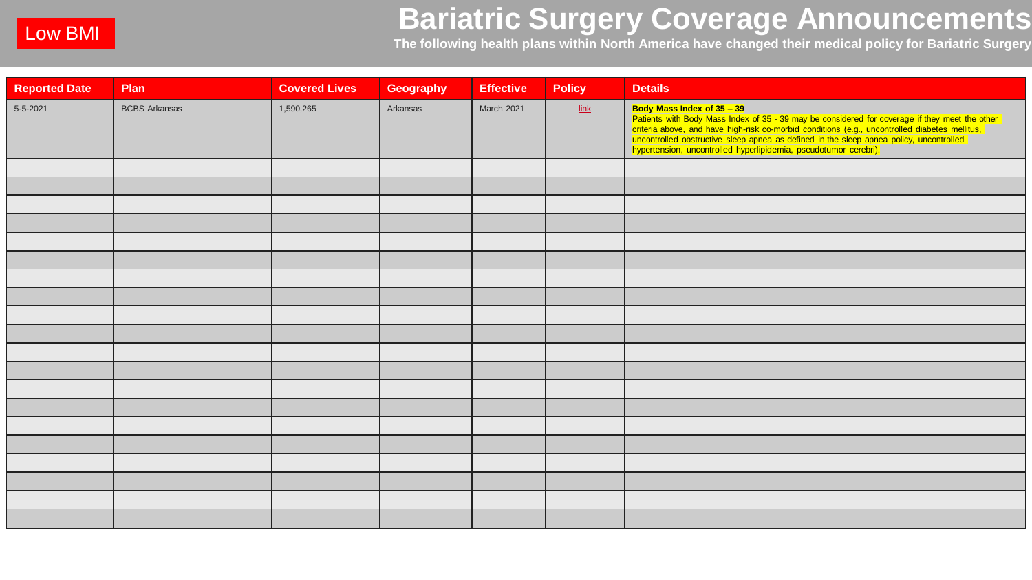Low BMI

# Bariatric Surgery Coverage Announcements

**The following health plans within North America have changed their medical policy for Bariatric Surgery**

| Reported Date | Plan | Covered Lives | Geography | Effective | Policy | Details |
|---|---|---|---|---|---|---|
| 5-5-2021 | BCBS Arkansas | 1,590,265 | Arkansas | March 2021 | link | **Body Mass Index of 35 – 39** Patients with Body Mass Index of 35 - 39 may be considered for coverage if they meet the other criteria above, and have high-risk co-morbid conditions (e.g., uncontrolled diabetes mellitus, uncontrolled obstructive sleep apnea as defined in the sleep apnea policy, uncontrolled hypertension, uncontrolled hyperlipidemia, pseudotumor cerebri). |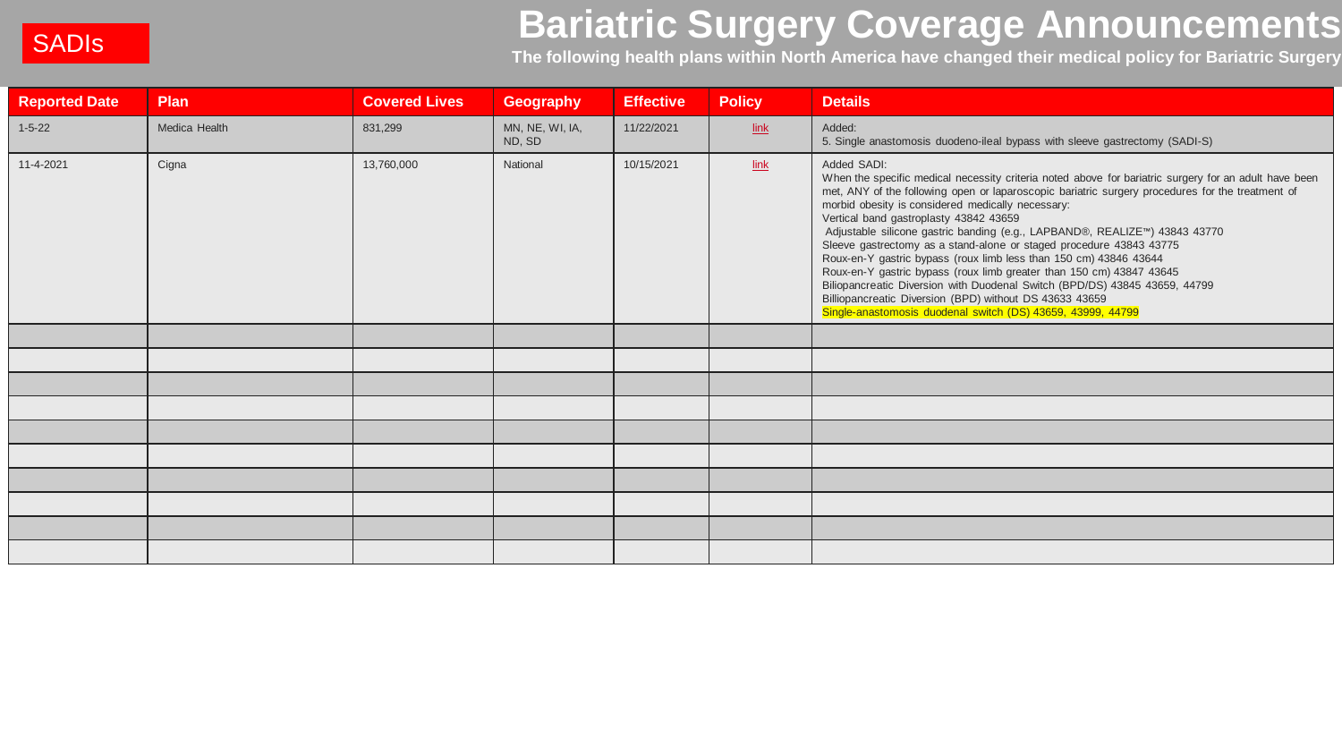SADIs

# Bariatric Surgery Coverage Announcements

**The following health plans within North America have changed their medical policy for Bariatric Surgery**

| Reported Date | Plan | Covered Lives | Geography | Effective | Policy | Details |
|---|---|---|---|---|---|---|
| 1-5-22 | Medica Health | 831,299 | MN, NE, WI, IA, ND, SD | 11/22/2021 | link | Added:<br>5. Single anastomosis duodeno-ileal bypass with sleeve gastrectomy (SADI-S) |
| 11-4-2021 | Cigna | 13,760,000 | National | 10/15/2021 | link | Added SADI:<br>When the specific medical necessity criteria noted above for bariatric surgery for an adult have been met, ANY of the following open or laparoscopic bariatric surgery procedures for the treatment of morbid obesity is considered medically necessary:<br>Vertical band gastroplasty 43842 43659<br>Adjustable silicone gastric banding (e.g., LAPBAND®, REALIZE™) 43843 43770<br>Sleeve gastrectomy as a stand-alone or staged procedure 43843 43775<br>Roux-en-Y gastric bypass (roux limb less than 150 cm) 43846 43644<br>Roux-en-Y gastric bypass (roux limb greater than 150 cm) 43847 43645<br>Biliopancreatic Diversion with Duodenal Switch (BPD/DS) 43845 43659, 44799<br>Billiopancreatic Diversion (BPD) without DS 43633 43659<br>Single-anastomosis duodenal switch (DS) 43659, 43999, 44799 |
| | | | | | | |
| | | | | | | |
| | | | | | | |
| | | | | | | |
| | | | | | | |
| | | | | | | |
| | | | | | | |
| | | | | | | |
| | | | | | | |
| | | | | | | |